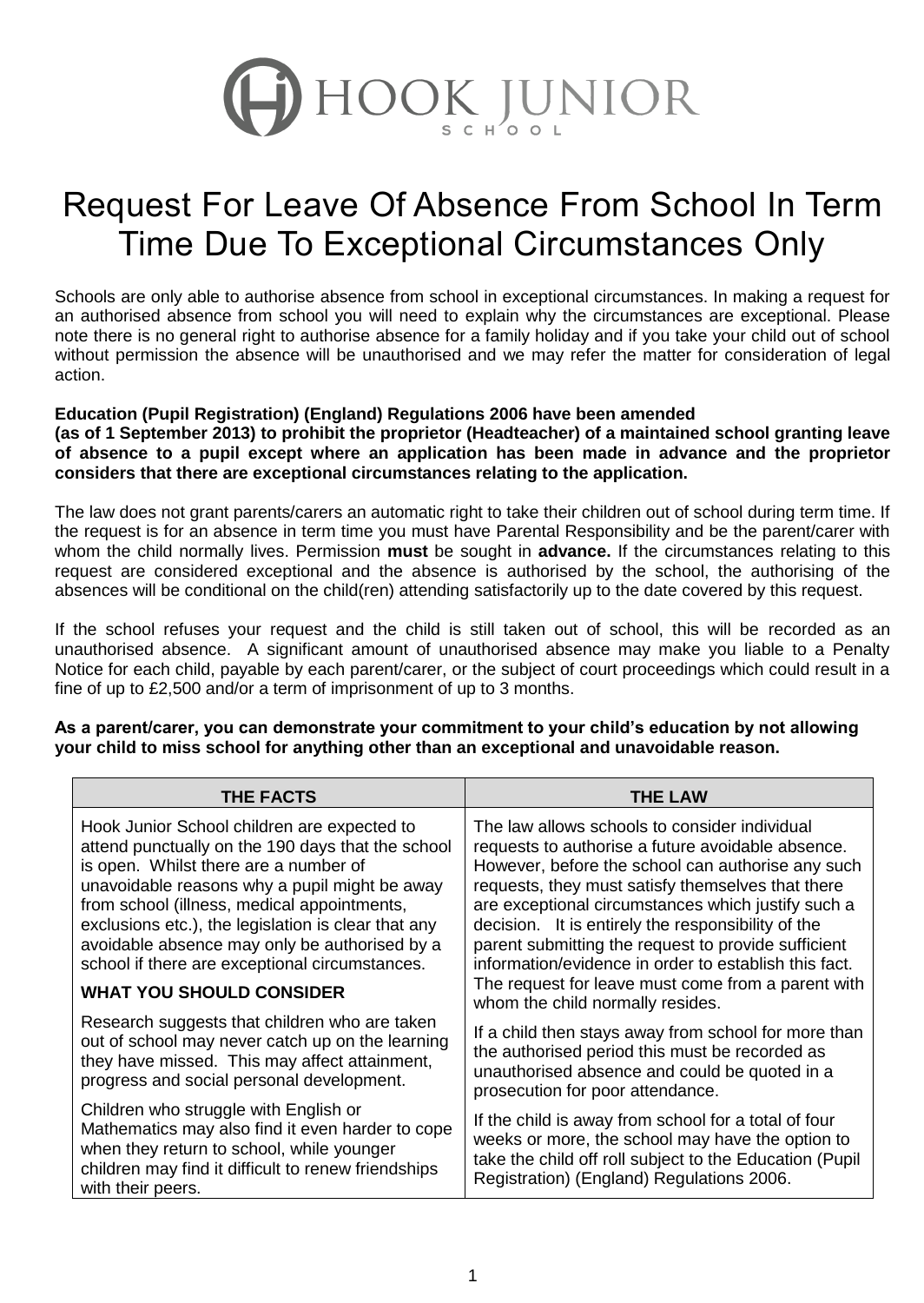# HOOK JUNIOR SCHOOL

# Request For Leave Of Absence From School In Term Time Due To Exceptional Circumstances Only

Schools are only able to authorise absence from school in exceptional circumstances. In making a request for an authorised absence from school you will need to explain why the circumstances are exceptional. Please note there is no general right to authorise absence for a family holiday and if you take your child out of school without permission the absence will be unauthorised and we may refer the matter for consideration of legal action.

**Education (Pupil Registration) (England) Regulations 2006 have been amended (as of 1 September 2013) to prohibit the proprietor (Headteacher) of a maintained school granting leave of absence to a pupil except where an application has been made in advance and the proprietor considers that there are exceptional circumstances relating to the application.**

The law does not grant parents/carers an automatic right to take their children out of school during term time. If the request is for an absence in term time you must have Parental Responsibility and be the parent/carer with whom the child normally lives. Permission **must** be sought in **advance.** If the circumstances relating to this request are considered exceptional and the absence is authorised by the school, the authorising of the absences will be conditional on the child(ren) attending satisfactorily up to the date covered by this request.

If the school refuses your request and the child is still taken out of school, this will be recorded as an unauthorised absence. A significant amount of unauthorised absence may make you liable to a Penalty Notice for each child, payable by each parent/carer, or the subject of court proceedings which could result in a fine of up to £2,500 and/or a term of imprisonment of up to 3 months.

**As a parent/carer, you can demonstrate your commitment to your child's education by not allowing your child to miss school for anything other than an exceptional and unavoidable reason.**

| THE FACTS | THE LAW |
|---|---|
| Hook Junior School children are expected to attend punctually on the 190 days that the school is open. Whilst there are a number of unavoidable reasons why a pupil might be away from school (illness, medical appointments, exclusions etc.), the legislation is clear that any avoidable absence may only be authorised by a school if there are exceptional circumstances.<br><br>**WHAT YOU SHOULD CONSIDER**<br><br>Research suggests that children who are taken out of school may never catch up on the learning they have missed. This may affect attainment, progress and social personal development.<br><br>Children who struggle with English or Mathematics may also find it even harder to cope when they return to school, while younger children may find it difficult to renew friendships with their peers. | The law allows schools to consider individual requests to authorise a future avoidable absence. However, before the school can authorise any such requests, they must satisfy themselves that there are exceptional circumstances which justify such a decision. It is entirely the responsibility of the parent submitting the request to provide sufficient information/evidence in order to establish this fact. The request for leave must come from a parent with whom the child normally resides.<br><br>If a child then stays away from school for more than the authorised period this must be recorded as unauthorised absence and could be quoted in a prosecution for poor attendance.<br><br>If the child is away from school for a total of four weeks or more, the school may have the option to take the child off roll subject to the Education (Pupil Registration) (England) Regulations 2006. |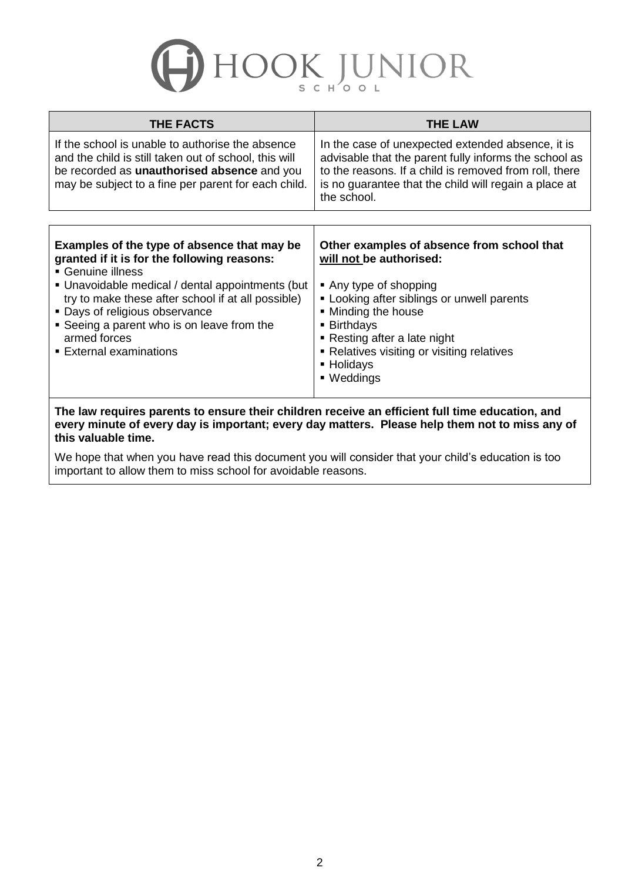# HOOK JUNIOR SCHOOL

| THE FACTS | THE LAW |
| --- | --- |
| If the school is unable to authorise the absence and the child is still taken out of school, this will be recorded as **unauthorised absence** and you may be subject to a fine per parent for each child. | In the case of unexpected extended absence, it is advisable that the parent fully informs the school as to the reasons. If a child is removed from roll, there is no guarantee that the child will regain a place at the school. |

| Examples of the type of absence that may be granted if it is for the following reasons: | Other examples of absence from school that will not be authorised: |
| --- | --- |
| ▪ Genuine illness<br>▪ Unavoidable medical / dental appointments (but try to make these after school if at all possible)<br>▪ Days of religious observance<br>▪ Seeing a parent who is on leave from the armed forces<br>▪ External examinations | ▪ Any type of shopping<br>▪ Looking after siblings or unwell parents<br>▪ Minding the house<br>▪ Birthdays<br>▪ Resting after a late night<br>▪ Relatives visiting or visiting relatives<br>▪ Holidays<br>▪ Weddings |

**The law requires parents to ensure their children receive an efficient full time education, and every minute of every day is important; every day matters. Please help them not to miss any of this valuable time.**

We hope that when you have read this document you will consider that your child's education is too important to allow them to miss school for avoidable reasons.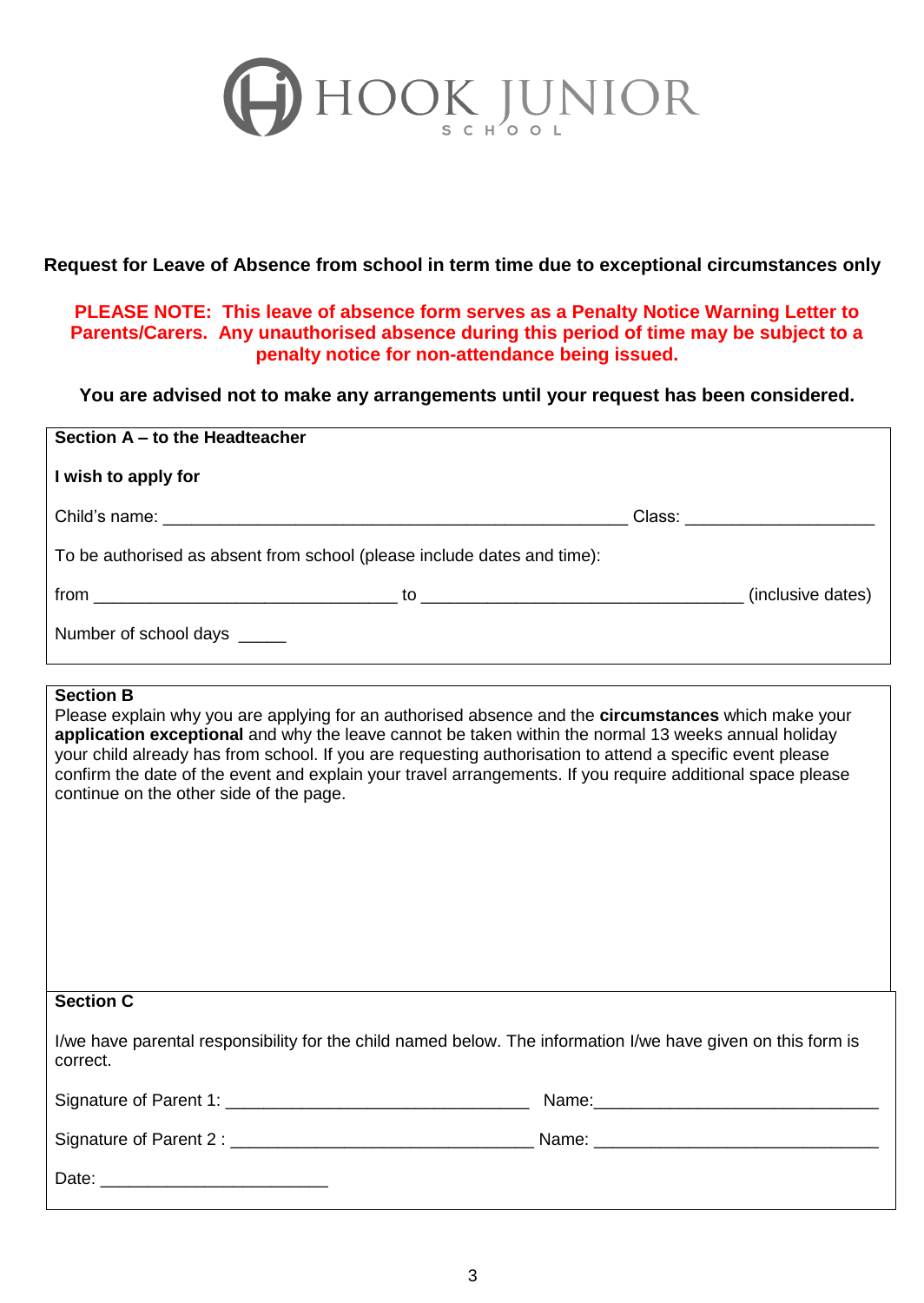HOOK JUNIOR SCHOOL

**Request for Leave of Absence from school in term time due to exceptional circumstances only**

**PLEASE NOTE: This leave of absence form serves as a Penalty Notice Warning Letter to Parents/Carers. Any unauthorised absence during this period of time may be subject to a penalty notice for non-attendance being issued.**

**You are advised not to make any arrangements until your request has been considered.**

**Section A – to the Headteacher**

**I wish to apply for**

Child's name: ________________________________________________ Class: ____________________

To be authorised as absent from school (please include dates and time):

from ________________________________ to __________________________________ (inclusive dates)

Number of school days _____

**Section B**

Please explain why you are applying for an authorised absence and the **circumstances** which make your **application exceptional** and why the leave cannot be taken within the normal 13 weeks annual holiday your child already has from school. If you are requesting authorisation to attend a specific event please confirm the date of the event and explain your travel arrangements. If you require additional space please continue on the other side of the page.

**Section C**

I/we have parental responsibility for the child named below. The information I/we have given on this form is correct.

Signature of Parent 1: ________________________________ Name:______________________________

Signature of Parent 2 : ________________________________ Name: ______________________________

Date: ________________________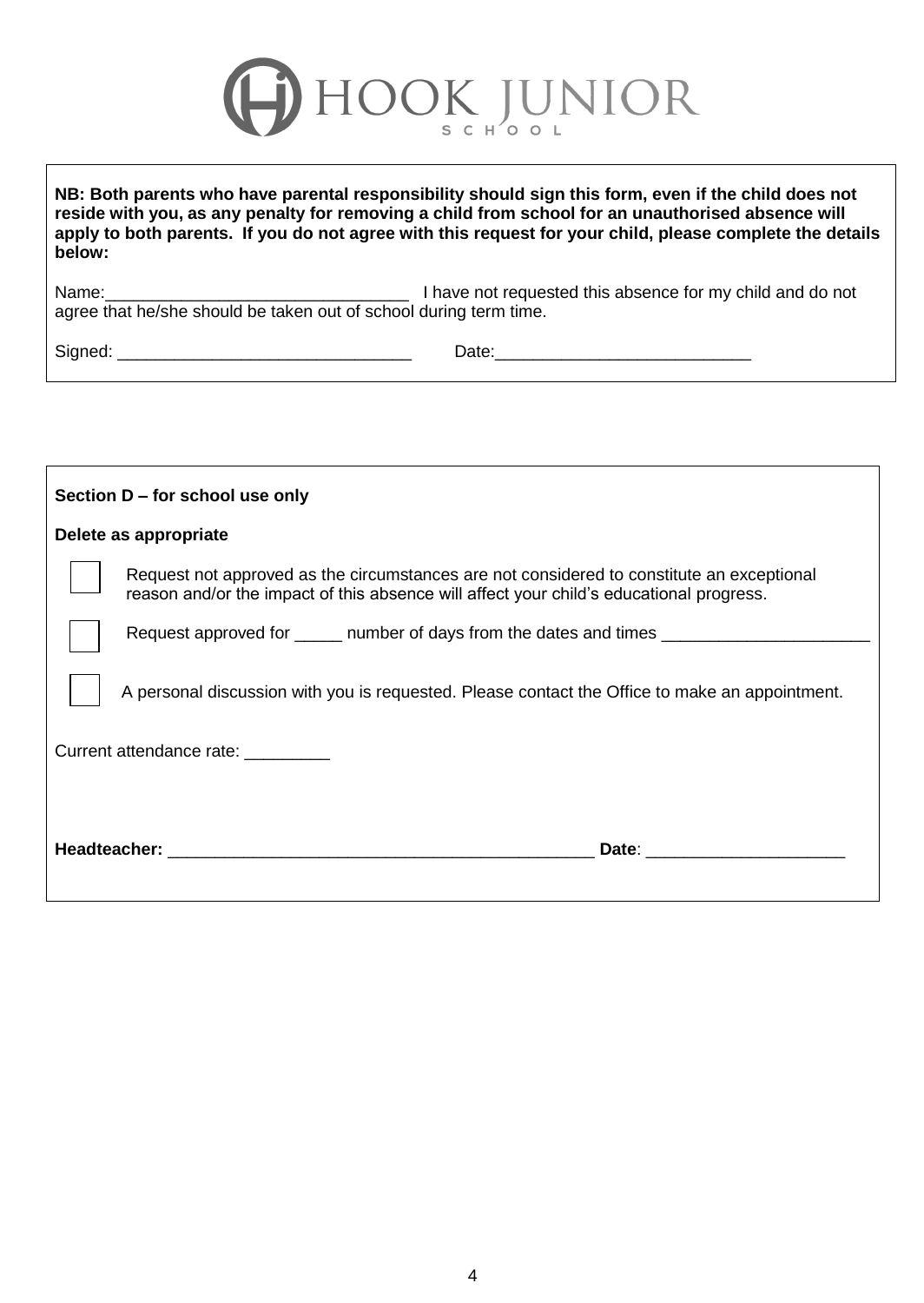# HOOK JUNIOR SCHOOL

**NB: Both parents who have parental responsibility should sign this form, even if the child does not reside with you, as any penalty for removing a child from school for an unauthorised absence will apply to both parents. If you do not agree with this request for your child, please complete the details below:**

Name:________________________________ I have not requested this absence for my child and do not agree that he/she should be taken out of school during term time.

Signed: _______________________________ Date:___________________________

**Section D – for school use only**

**Delete as appropriate**

☐ Request not approved as the circumstances are not considered to constitute an exceptional reason and/or the impact of this absence will affect your child's educational progress.

☐ Request approved for _____ number of days from the dates and times ______________________

☐ A personal discussion with you is requested. Please contact the Office to make an appointment.

Current attendance rate: _________

**Headteacher:** ____________________________________________ **Date**: ____________________